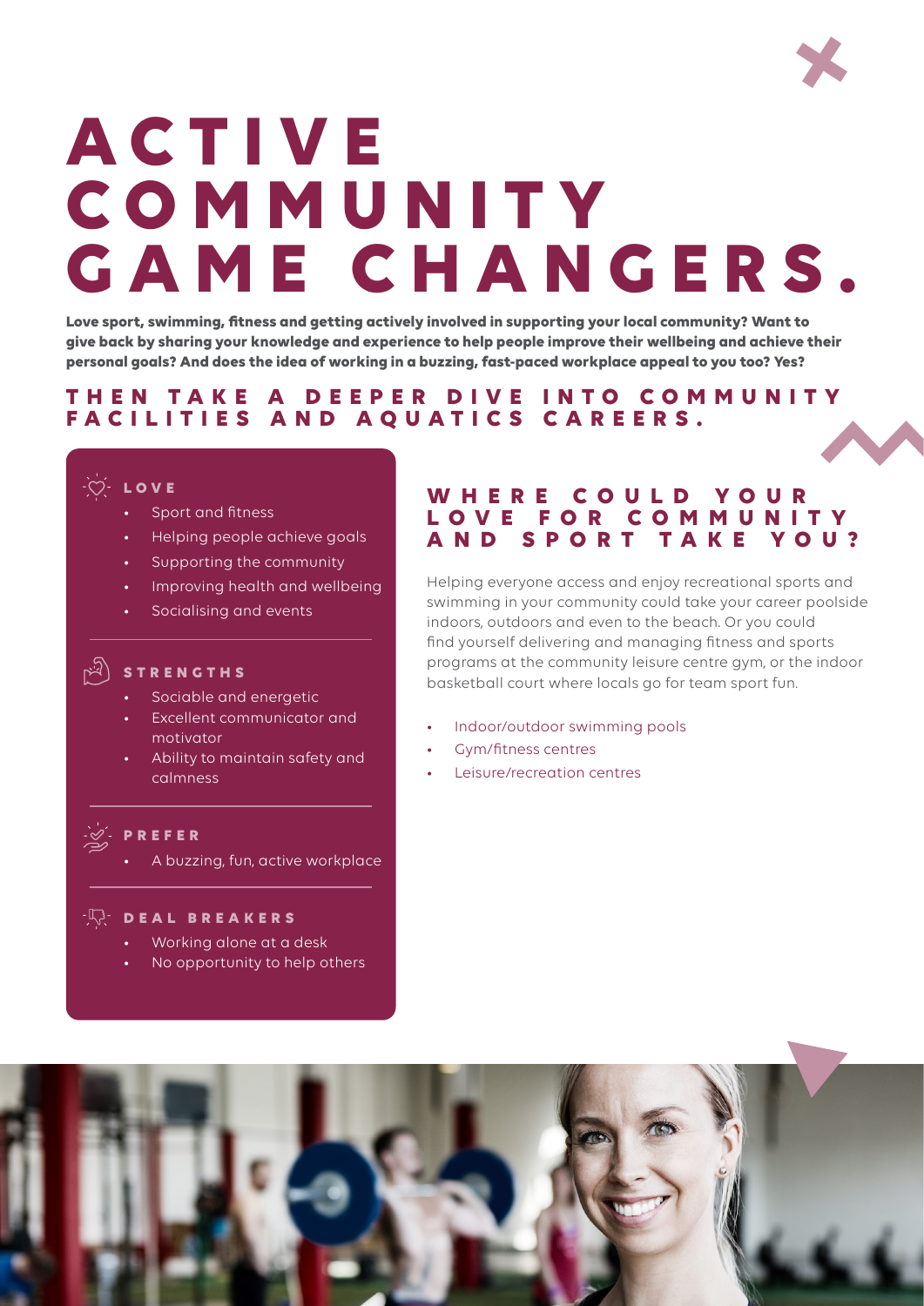# ACTIVE COMMUNITY GAME CHANGERS.

**Love sport, swimming, fitness and getting actively involved in supporting your local community? Want to give back by sharing your knowledge and experience to help people improve their wellbeing and achieve their personal goals? And does the idea of working in a buzzing, fast-paced workplace appeal to you too? Yes?**

## THEN TAKE A DEEPER DIVE INTO COMMUNITY FACILITIES AND AQUATICS CAREERS.

### LOVE

- Sport and fitness
- Helping people achieve goals
- Supporting the community
- Improving health and wellbeing
- Socialising and events

### STRENGTHS

- Sociable and energetic
- Excellent communicator and motivator
- Ability to maintain safety and calmness

### PREFER

- A buzzing, fun, active workplace

### DEAL BREAKERS

- Working alone at a desk
- No opportunity to help others

### WHERE COULD YOUR LOVE FOR COMMUNITY AND SPORT TAKE YOU?

Helping everyone access and enjoy recreational sports and swimming in your community could take your career poolside indoors, outdoors and even to the beach. Or you could find yourself delivering and managing fitness and sports programs at the community leisure centre gym, or the indoor basketball court where locals go for team sport fun.

- Indoor/outdoor swimming pools
- Gym/fitness centres
- Leisure/recreation centres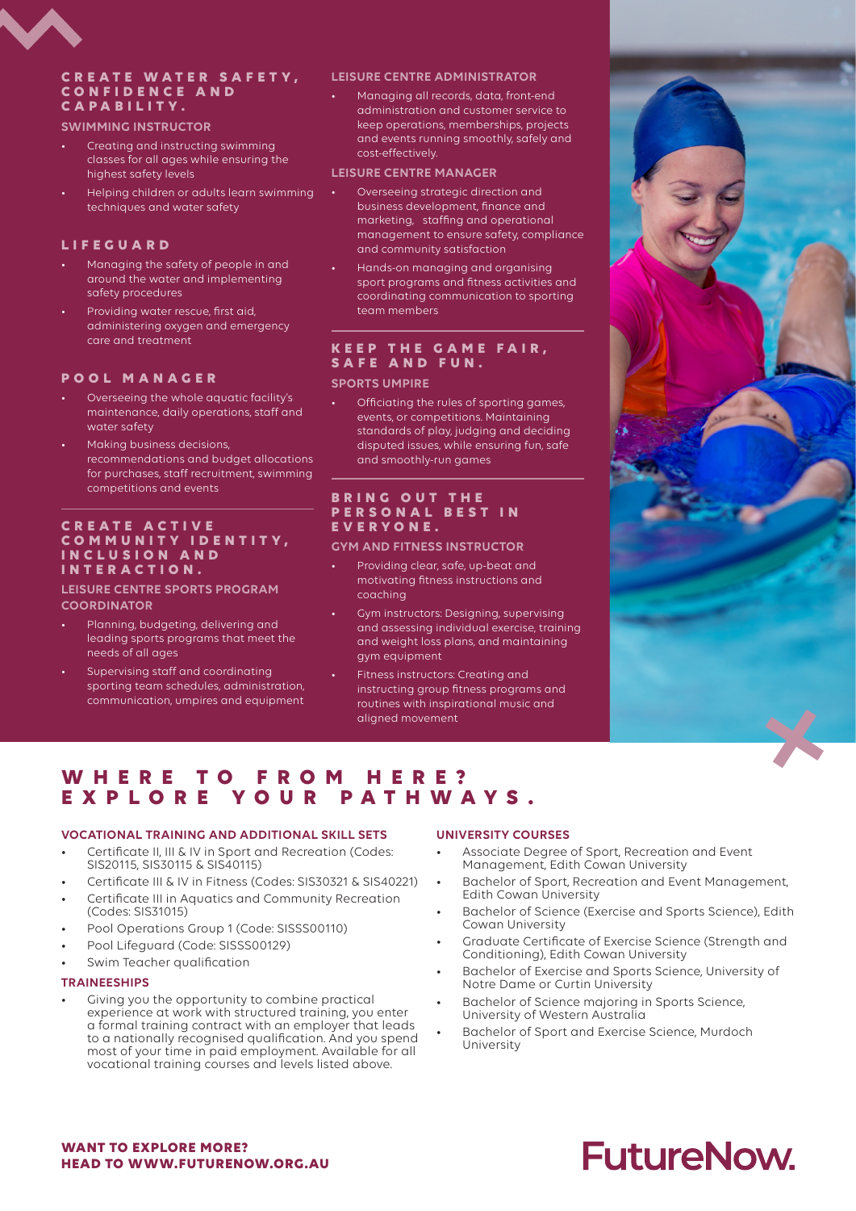## CREATE WATER SAFETY, CONFIDENCE AND CAPABILITY.

### SWIMMING INSTRUCTOR

- Creating and instructing swimming classes for all ages while ensuring the highest safety levels
- Helping children or adults learn swimming techniques and water safety

### LIFEGUARD

- Managing the safety of people in and around the water and implementing safety procedures
- Providing water rescue, first aid, administering oxygen and emergency care and treatment

### POOL MANAGER

- Overseeing the whole aquatic facility's maintenance, daily operations, staff and water safety
- Making business decisions, recommendations and budget allocations for purchases, staff recruitment, swimming competitions and events

## CREATE ACTIVE COMMUNITY IDENTITY, INCLUSION AND INTERACTION.

### LEISURE CENTRE SPORTS PROGRAM COORDINATOR

- Planning, budgeting, delivering and leading sports programs that meet the needs of all ages
- Supervising staff and coordinating sporting team schedules, administration, communication, umpires and equipment

### LEISURE CENTRE ADMINISTRATOR

- Managing all records, data, front-end administration and customer service to keep operations, memberships, projects and events running smoothly, safely and cost-effectively.

### LEISURE CENTRE MANAGER

- Overseeing strategic direction and business development, finance and marketing, staffing and operational management to ensure safety, compliance and community satisfaction
- Hands-on managing and organising sport programs and fitness activities and coordinating communication to sporting team members

## KEEP THE GAME FAIR, SAFE AND FUN.

### SPORTS UMPIRE

- Officiating the rules of sporting games, events, or competitions. Maintaining standards of play, judging and deciding disputed issues, while ensuring fun, safe and smoothly-run games

## BRING OUT THE PERSONAL BEST IN EVERYONE.

### GYM AND FITNESS INSTRUCTOR

- Providing clear, safe, up-beat and motivating fitness instructions and coaching
- Gym instructors: Designing, supervising and assessing individual exercise, training and weight loss plans, and maintaining gym equipment
- Fitness instructors: Creating and instructing group fitness programs and routines with inspirational music and aligned movement

# WHERE TO FROM HERE? EXPLORE YOUR PATHWAYS.

### VOCATIONAL TRAINING AND ADDITIONAL SKILL SETS

- Certificate II, III & IV in Sport and Recreation (Codes: SIS20115, SIS30115 & SIS40115)
- Certificate III & IV in Fitness (Codes: SIS30321 & SIS40221)
- Certificate III in Aquatics and Community Recreation (Codes: SIS31015)
- Pool Operations Group 1 (Code: SISSS00110)
- Pool Lifeguard (Code: SISSS00129)
- Swim Teacher qualification

### TRAINEESHIPS

- Giving you the opportunity to combine practical experience at work with structured training, you enter a formal training contract with an employer that leads to a nationally recognised qualification. And you spend most of your time in paid employment. Available for all vocational training courses and levels listed above.

### UNIVERSITY COURSES

- Associate Degree of Sport, Recreation and Event Management, Edith Cowan University
- Bachelor of Sport, Recreation and Event Management, Edith Cowan University
- Bachelor of Science (Exercise and Sports Science), Edith Cowan University
- Graduate Certificate of Exercise Science (Strength and Conditioning), Edith Cowan University
- Bachelor of Exercise and Sports Science, University of Notre Dame or Curtin University
- Bachelor of Science majoring in Sports Science, University of Western Australia
- Bachelor of Sport and Exercise Science, Murdoch University

**WANT TO EXPLORE MORE?**
**HEAD TO WWW.FUTURENOW.ORG.AU**

FutureNow.